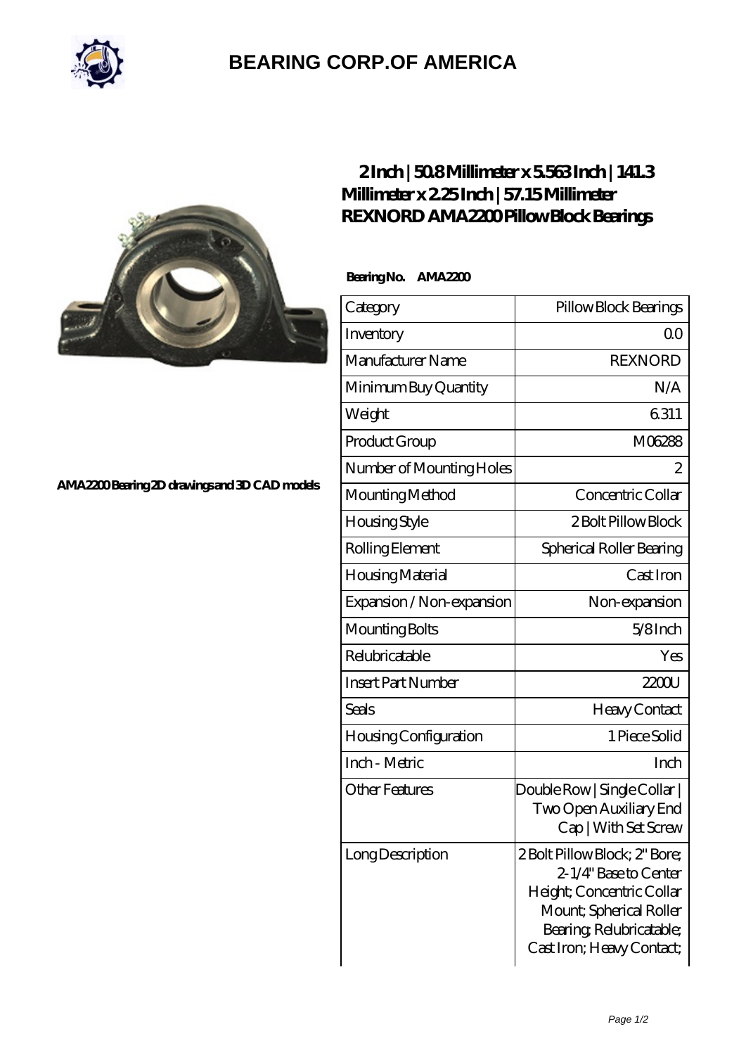# BEARING CORP.OF AMERICA

AMA2200 Bearing 2D drawings and 3D CAD models

## 2 Inch | 50.8 Millimeter x 5.563 Inch | 141.3 Millimeter x 2.25 Inch | 57.15 Millimeter REXNORD AMA2200 Pillow Block Bearings

**Bearing No. AMA2200**

| Category | Pillow Block Bearings |
|---|---|
| Inventory | 0.0 |
| Manufacturer Name | REXNORD |
| Minimum Buy Quantity | N/A |
| Weight | 6.311 |
| Product Group | M06288 |
| Number of Mounting Holes | 2 |
| Mounting Method | Concentric Collar |
| Housing Style | 2 Bolt Pillow Block |
| Rolling Element | Spherical Roller Bearing |
| Housing Material | Cast Iron |
| Expansion / Non-expansion | Non-expansion |
| Mounting Bolts | 5/8 Inch |
| Relubricatable | Yes |
| Insert Part Number | 2200U |
| Seals | Heavy Contact |
| Housing Configuration | 1 Piece Solid |
| Inch - Metric | Inch |
| Other Features | Double Row \| Single Collar \| Two Open Auxiliary End Cap \| With Set Screw |
| Long Description | 2 Bolt Pillow Block; 2" Bore; 2-1/4" Base to Center Height; Concentric Collar Mount; Spherical Roller Bearing; Relubricatable; Cast Iron; Heavy Contact; |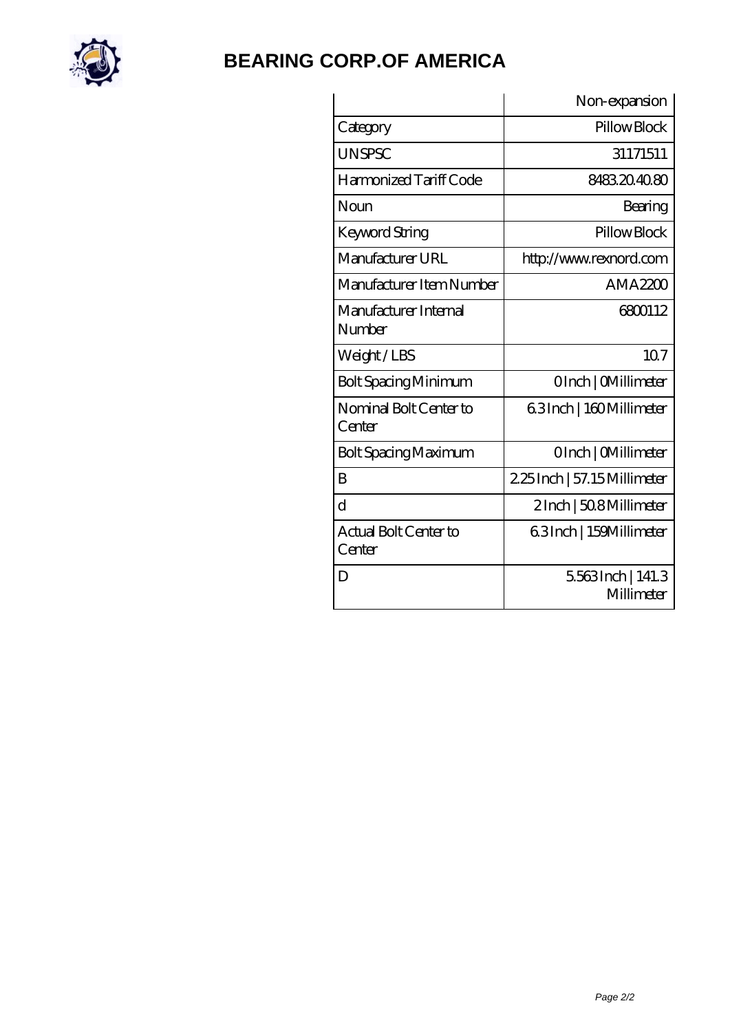| | |
|---|---|
| | Non-expansion |
| Category | Pillow Block |
| UNSPSC | 31171511 |
| Harmonized Tariff Code | 8483.20.40.80 |
| Noun | Bearing |
| Keyword String | Pillow Block |
| Manufacturer URL | http://www.rexnord.com |
| Manufacturer Item Number | AMA2200 |
| Manufacturer Internal Number | 6800112 |
| Weight / LBS | 10.7 |
| Bolt Spacing Minimum | 0 Inch \| 0 Millimeter |
| Nominal Bolt Center to Center | 6.3 Inch \| 160 Millimeter |
| Bolt Spacing Maximum | 0 Inch \| 0 Millimeter |
| B | 2.25 Inch \| 57.15 Millimeter |
| d | 2 Inch \| 50.8 Millimeter |
| Actual Bolt Center to Center | 6.3 Inch \| 159 Millimeter |
| D | 5.563 Inch \| 141.3 Millimeter |